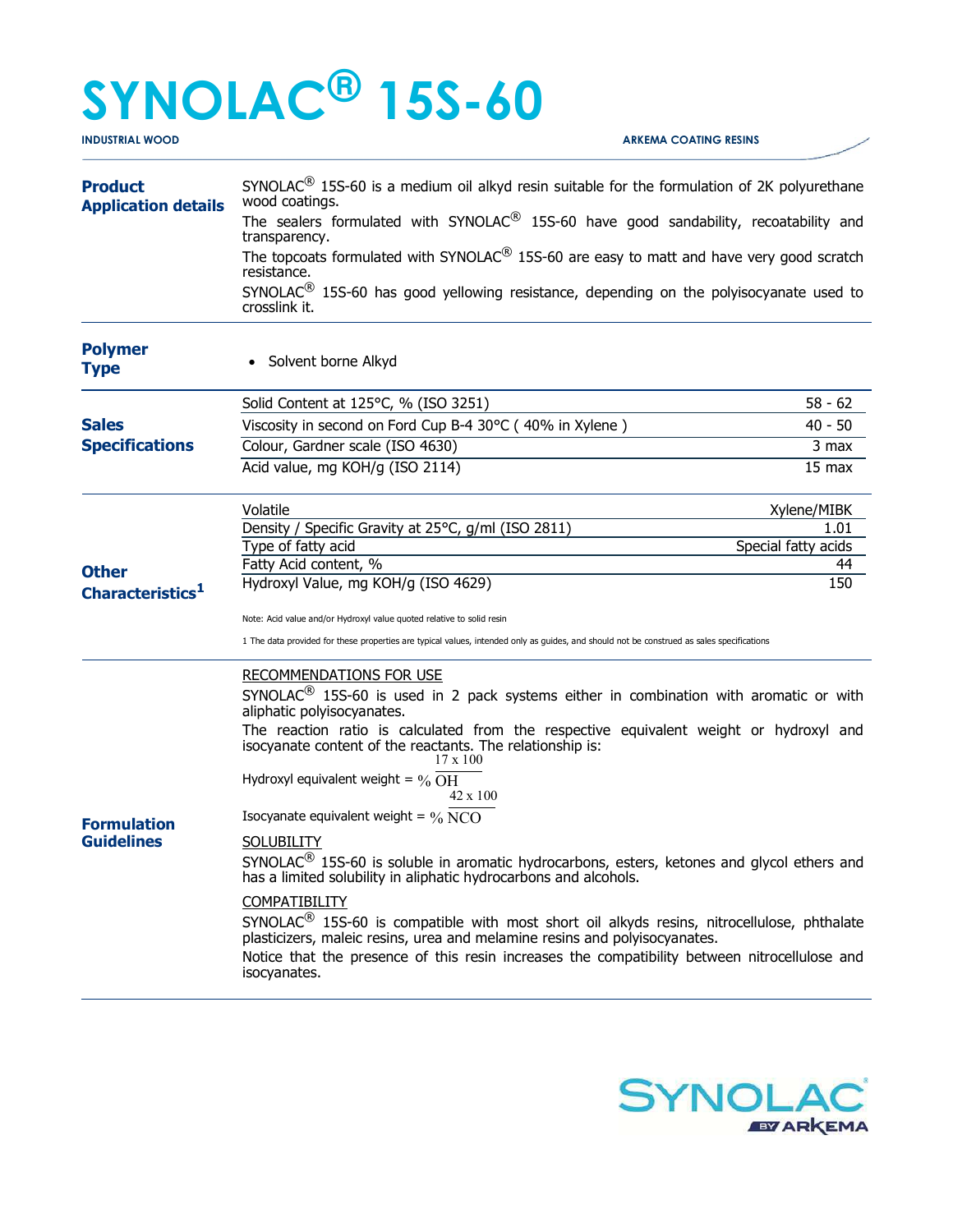# SYNOLAC® 15S-60

INDUSTRIAL WOOD

ARKEMA COATING RESINS

## Product Application details

SYNOLAC® 15S-60 is a medium oil alkyd resin suitable for the formulation of 2K polyurethane wood coatings.

The sealers formulated with SYNOLAC® 15S-60 have good sandability, recoatability and transparency.

The topcoats formulated with SYNOLAC® 15S-60 are easy to matt and have very good scratch resistance.

SYNOLAC® 15S-60 has good yellowing resistance, depending on the polyisocyanate used to crosslink it.

## Polymer Type

- Solvent borne Alkyd

## Sales Specifications

| Property | Value |
| --- | --- |
| Solid Content at 125°C, % (ISO 3251) | 58 - 62 |
| Viscosity in second on Ford Cup B-4 30°C ( 40% in Xylene ) | 40 - 50 |
| Colour, Gardner scale (ISO 4630) | 3 max |
| Acid value, mg KOH/g (ISO 2114) | 15 max |

## Other Characteristics[1]

| Property | Value |
| --- | --- |
| Volatile | Xylene/MIBK |
| Density / Specific Gravity at 25°C, g/ml (ISO 2811) | 1.01 |
| Type of fatty acid | Special fatty acids |
| Fatty Acid content, % | 44 |
| Hydroxyl Value, mg KOH/g (ISO 4629) | 150 |

Note: Acid value and/or Hydroxyl value quoted relative to solid resin

1 The data provided for these properties are typical values, intended only as guides, and should not be construed as sales specifications

## Formulation Guidelines

RECOMMENDATIONS FOR USE

SYNOLAC® 15S-60 is used in 2 pack systems either in combination with aromatic or with aliphatic polyisocyanates.

The reaction ratio is calculated from the respective equivalent weight or hydroxyl and isocyanate content of the reactants. The relationship is:

$$\text{Hydroxyl equivalent weight} = \frac{17 \times 100}{\%\ OH}$$

$$\text{Isocyanate equivalent weight} = \frac{42 \times 100}{\%\ NCO}$$

SOLUBILITY

SYNOLAC® 15S-60 is soluble in aromatic hydrocarbons, esters, ketones and glycol ethers and has a limited solubility in aliphatic hydrocarbons and alcohols.

COMPATIBILITY

SYNOLAC® 15S-60 is compatible with most short oil alkyds resins, nitrocellulose, phthalate plasticizers, maleic resins, urea and melamine resins and polyisocyanates.

Notice that the presence of this resin increases the compatibility between nitrocellulose and isocyanates.

SYNOLAC BY ARKEMA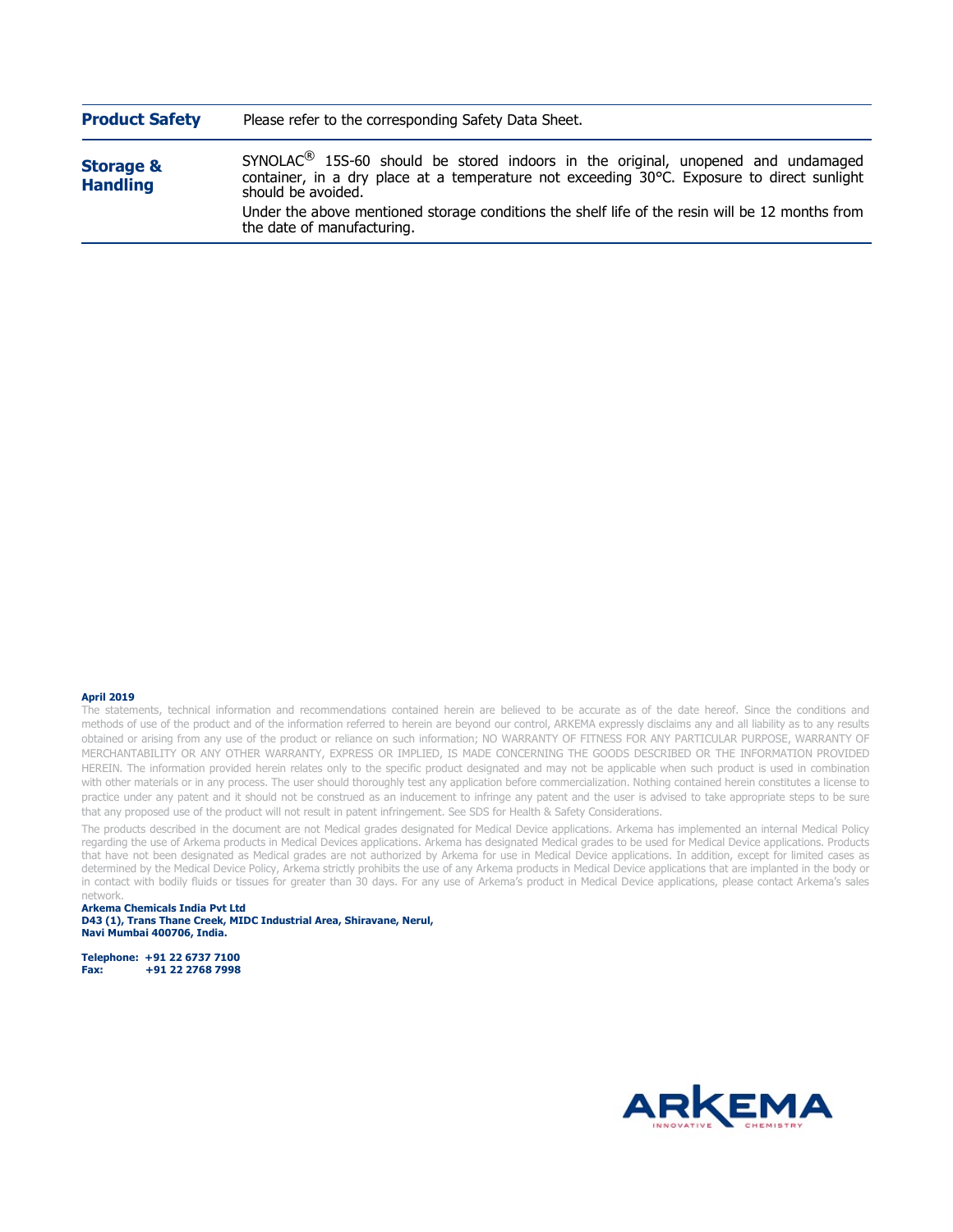| | |
|---|---|
| **Product Safety** | Please refer to the corresponding Safety Data Sheet. |
| **Storage & Handling** | SYNOLAC® 15S-60 should be stored indoors in the original, unopened and undamaged container, in a dry place at a temperature not exceeding 30°C. Exposure to direct sunlight should be avoided.<br>Under the above mentioned storage conditions the shelf life of the resin will be 12 months from the date of manufacturing. |

**April 2019**

The statements, technical information and recommendations contained herein are believed to be accurate as of the date hereof. Since the conditions and methods of use of the product and of the information referred to herein are beyond our control, ARKEMA expressly disclaims any and all liability as to any results obtained or arising from any use of the product or reliance on such information; NO WARRANTY OF FITNESS FOR ANY PARTICULAR PURPOSE, WARRANTY OF MERCHANTABILITY OR ANY OTHER WARRANTY, EXPRESS OR IMPLIED, IS MADE CONCERNING THE GOODS DESCRIBED OR THE INFORMATION PROVIDED HEREIN. The information provided herein relates only to the specific product designated and may not be applicable when such product is used in combination with other materials or in any process. The user should thoroughly test any application before commercialization. Nothing contained herein constitutes a license to practice under any patent and it should not be construed as an inducement to infringe any patent and the user is advised to take appropriate steps to be sure that any proposed use of the product will not result in patent infringement. See SDS for Health & Safety Considerations.

The products described in the document are not Medical grades designated for Medical Device applications. Arkema has implemented an internal Medical Policy regarding the use of Arkema products in Medical Devices applications. Arkema has designated Medical grades to be used for Medical Device applications. Products that have not been designated as Medical grades are not authorized by Arkema for use in Medical Device applications. In addition, except for limited cases as determined by the Medical Device Policy, Arkema strictly prohibits the use of any Arkema products in Medical Device applications that are implanted in the body or in contact with bodily fluids or tissues for greater than 30 days. For any use of Arkema's product in Medical Device applications, please contact Arkema's sales network.

**Arkema Chemicals India Pvt Ltd**
**D43 (1), Trans Thane Creek, MIDC Industrial Area, Shiravane, Nerul,**
**Navi Mumbai 400706, India.**

**Telephone: +91 22 6737 7100**
**Fax: +91 22 2768 7998**

ARKEMA
INNOVATIVE CHEMISTRY